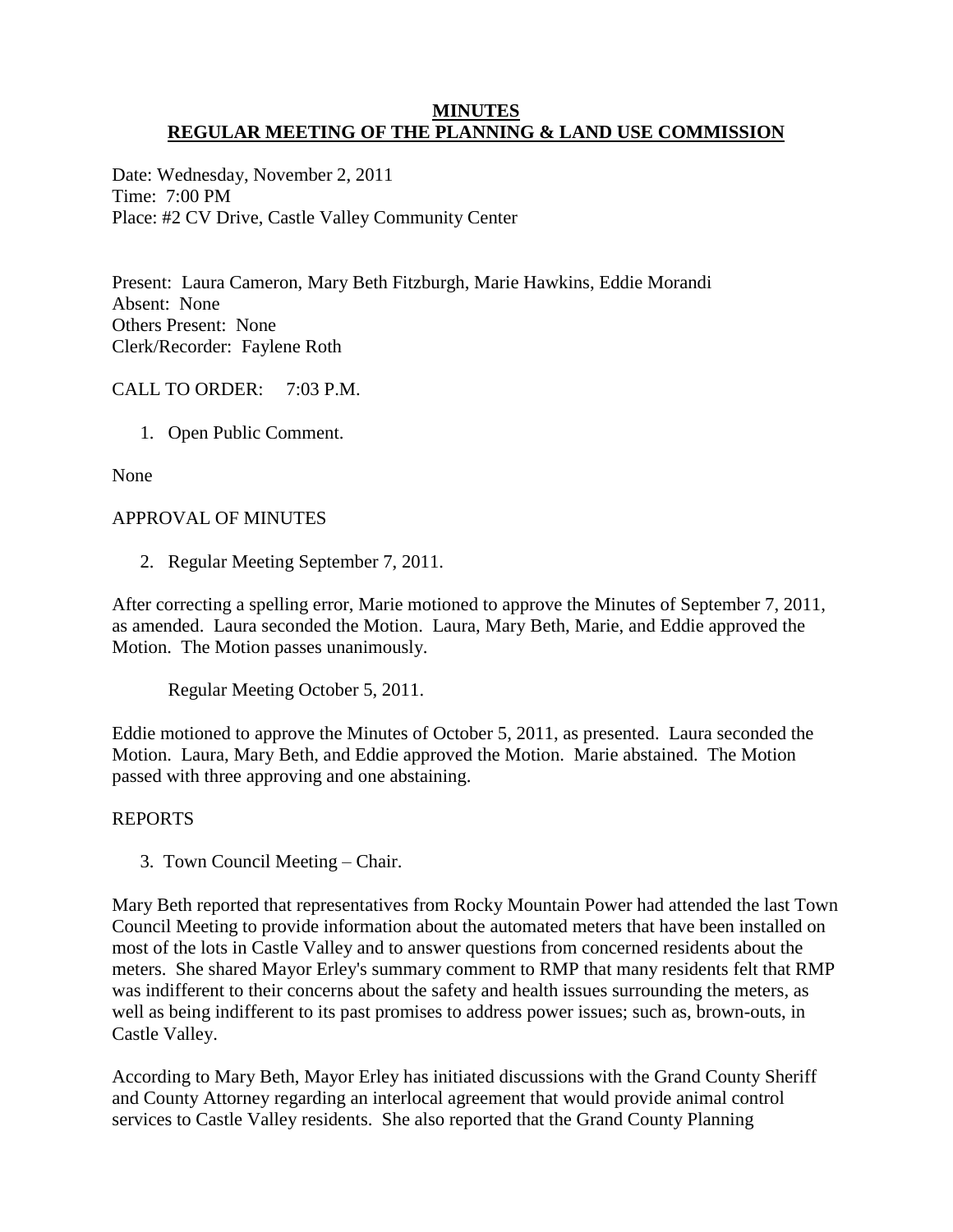# MINUTES
# REGULAR MEETING OF THE PLANNING & LAND USE COMMISSION

Date: Wednesday, November 2, 2011
Time: 7:00 PM
Place: #2 CV Drive, Castle Valley Community Center

Present: Laura Cameron, Mary Beth Fitzburgh, Marie Hawkins, Eddie Morandi
Absent: None
Others Present: None
Clerk/Recorder: Faylene Roth

CALL TO ORDER: 7:03 P.M.

1. Open Public Comment.

None

APPROVAL OF MINUTES

2. Regular Meeting September 7, 2011.

After correcting a spelling error, Marie motioned to approve the Minutes of September 7, 2011, as amended. Laura seconded the Motion. Laura, Mary Beth, Marie, and Eddie approved the Motion. The Motion passes unanimously.

Regular Meeting October 5, 2011.

Eddie motioned to approve the Minutes of October 5, 2011, as presented. Laura seconded the Motion. Laura, Mary Beth, and Eddie approved the Motion. Marie abstained. The Motion passed with three approving and one abstaining.

REPORTS

3. Town Council Meeting – Chair.

Mary Beth reported that representatives from Rocky Mountain Power had attended the last Town Council Meeting to provide information about the automated meters that have been installed on most of the lots in Castle Valley and to answer questions from concerned residents about the meters. She shared Mayor Erley's summary comment to RMP that many residents felt that RMP was indifferent to their concerns about the safety and health issues surrounding the meters, as well as being indifferent to its past promises to address power issues; such as, brown-outs, in Castle Valley.

According to Mary Beth, Mayor Erley has initiated discussions with the Grand County Sheriff and County Attorney regarding an interlocal agreement that would provide animal control services to Castle Valley residents. She also reported that the Grand County Planning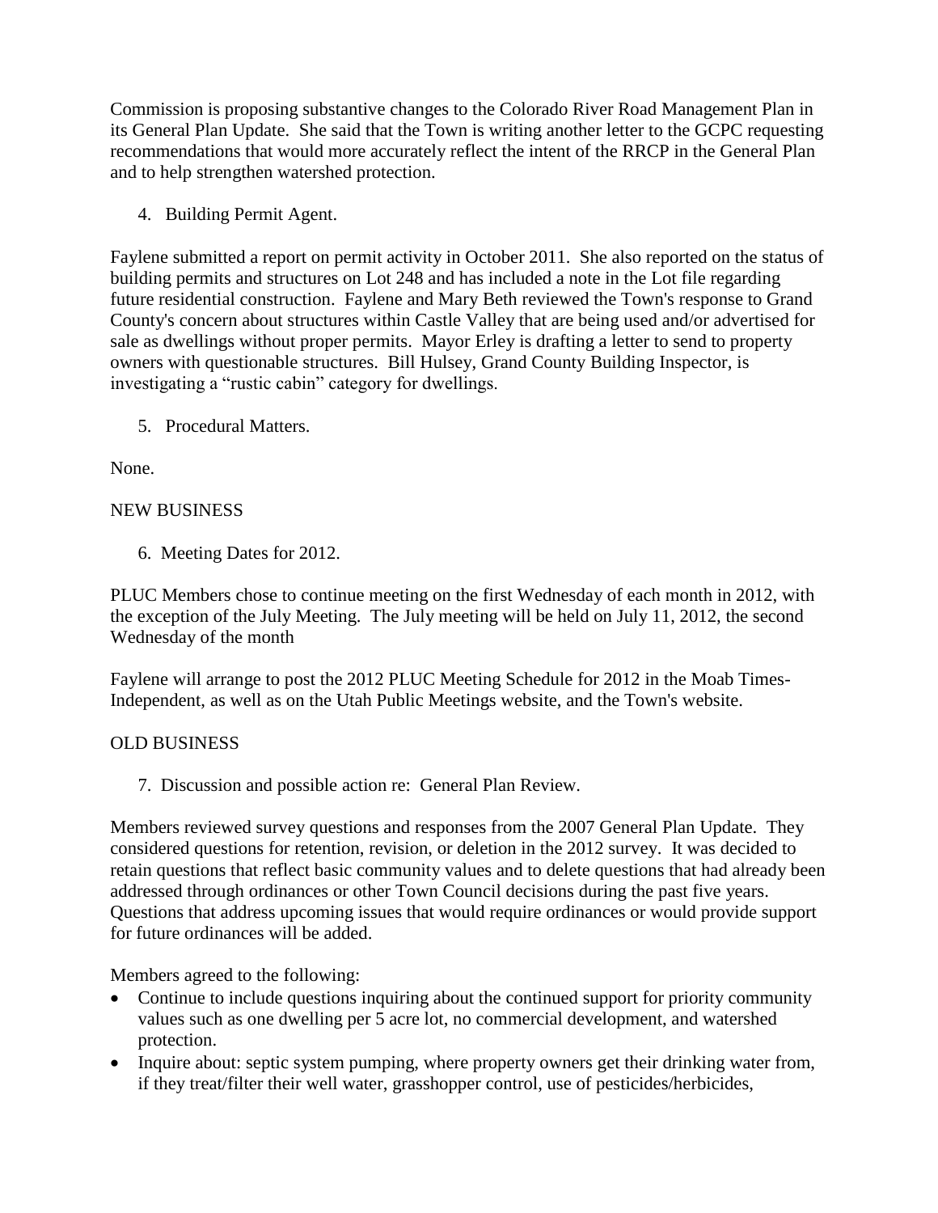Commission is proposing substantive changes to the Colorado River Road Management Plan in its General Plan Update. She said that the Town is writing another letter to the GCPC requesting recommendations that would more accurately reflect the intent of the RRCP in the General Plan and to help strengthen watershed protection.

4. Building Permit Agent.

Faylene submitted a report on permit activity in October 2011. She also reported on the status of building permits and structures on Lot 248 and has included a note in the Lot file regarding future residential construction. Faylene and Mary Beth reviewed the Town's response to Grand County's concern about structures within Castle Valley that are being used and/or advertised for sale as dwellings without proper permits. Mayor Erley is drafting a letter to send to property owners with questionable structures. Bill Hulsey, Grand County Building Inspector, is investigating a "rustic cabin" category for dwellings.

5. Procedural Matters.

None.

NEW BUSINESS

6. Meeting Dates for 2012.

PLUC Members chose to continue meeting on the first Wednesday of each month in 2012, with the exception of the July Meeting. The July meeting will be held on July 11, 2012, the second Wednesday of the month

Faylene will arrange to post the 2012 PLUC Meeting Schedule for 2012 in the Moab Times-Independent, as well as on the Utah Public Meetings website, and the Town's website.

OLD BUSINESS

7. Discussion and possible action re: General Plan Review.

Members reviewed survey questions and responses from the 2007 General Plan Update. They considered questions for retention, revision, or deletion in the 2012 survey. It was decided to retain questions that reflect basic community values and to delete questions that had already been addressed through ordinances or other Town Council decisions during the past five years. Questions that address upcoming issues that would require ordinances or would provide support for future ordinances will be added.

Members agreed to the following:

- Continue to include questions inquiring about the continued support for priority community values such as one dwelling per 5 acre lot, no commercial development, and watershed protection.
- Inquire about: septic system pumping, where property owners get their drinking water from, if they treat/filter their well water, grasshopper control, use of pesticides/herbicides,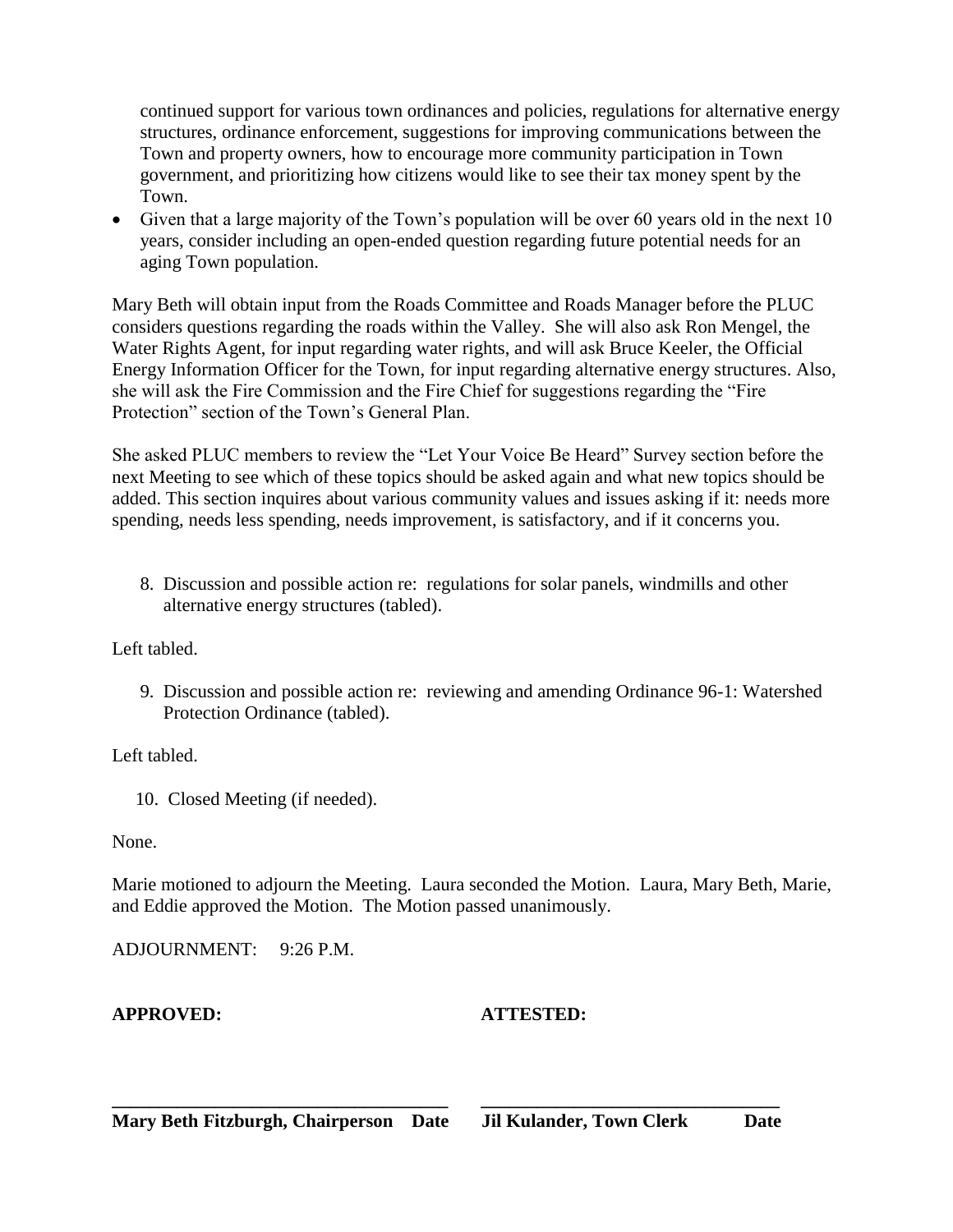continued support for various town ordinances and policies, regulations for alternative energy structures, ordinance enforcement, suggestions for improving communications between the Town and property owners, how to encourage more community participation in Town government, and prioritizing how citizens would like to see their tax money spent by the Town.

- Given that a large majority of the Town's population will be over 60 years old in the next 10 years, consider including an open-ended question regarding future potential needs for an aging Town population.

Mary Beth will obtain input from the Roads Committee and Roads Manager before the PLUC considers questions regarding the roads within the Valley. She will also ask Ron Mengel, the Water Rights Agent, for input regarding water rights, and will ask Bruce Keeler, the Official Energy Information Officer for the Town, for input regarding alternative energy structures. Also, she will ask the Fire Commission and the Fire Chief for suggestions regarding the "Fire Protection" section of the Town's General Plan.

She asked PLUC members to review the "Let Your Voice Be Heard" Survey section before the next Meeting to see which of these topics should be asked again and what new topics should be added. This section inquires about various community values and issues asking if it: needs more spending, needs less spending, needs improvement, is satisfactory, and if it concerns you.

8. Discussion and possible action re: regulations for solar panels, windmills and other alternative energy structures (tabled).

Left tabled.

9. Discussion and possible action re: reviewing and amending Ordinance 96-1: Watershed Protection Ordinance (tabled).

Left tabled.

10. Closed Meeting (if needed).

None.

Marie motioned to adjourn the Meeting. Laura seconded the Motion. Laura, Mary Beth, Marie, and Eddie approved the Motion. The Motion passed unanimously.

ADJOURNMENT: 9:26 P.M.

**APPROVED:** **ATTESTED:**

___________________________________ ___________________________________

**Mary Beth Fitzburgh, Chairperson Date** **Jil Kulander, Town Clerk Date**